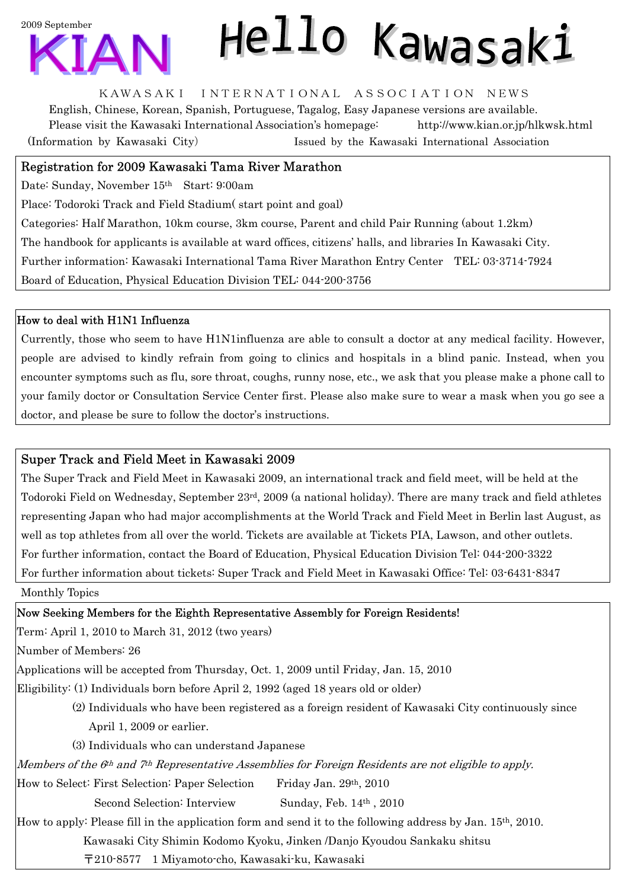2009 September

# KIAN Hello Kawasaki

KAWASAKI INTERNATIONAL ASSOCIATION NEWS

English, Chinese, Korean, Spanish, Portuguese, Tagalog, Easy Japanese versions are available.

Please visit the Kawasaki International Association's homepage: http://www.kian.or.jp/hlkwsk.html

(Information by Kawasaki City) Issued by the Kawasaki International Association

## Registration for 2009 Kawasaki Tama River Marathon

Date: Sunday, November 15th Start: 9:00am

Place: Todoroki Track and Field Stadium( start point and goal)

Categories: Half Marathon, 10km course, 3km course, Parent and child Pair Running (about 1.2km)

The handbook for applicants is available at ward offices, citizens' halls, and libraries In Kawasaki City.

Further information: Kawasaki International Tama River Marathon Entry Center TEL: 03-3714-7924

Board of Education, Physical Education Division TEL: 044-200-3756

## How to deal with H1N1 Influenza

Currently, those who seem to have H1N1influenza are able to consult a doctor at any medical facility. However, people are advised to kindly refrain from going to clinics and hospitals in a blind panic. Instead, when you encounter symptoms such as flu, sore throat, coughs, runny nose, etc., we ask that you please make a phone call to your family doctor or Consultation Service Center first. Please also make sure to wear a mask when you go see a doctor, and please be sure to follow the doctor's instructions.

## Super Track and Field Meet in Kawasaki 2009

The Super Track and Field Meet in Kawasaki 2009, an international track and field meet, will be held at the Todoroki Field on Wednesday, September 23rd, 2009 (a national holiday). There are many track and field athletes representing Japan who had major accomplishments at the World Track and Field Meet in Berlin last August, as well as top athletes from all over the world. Tickets are available at Tickets PIA, Lawson, and other outlets.

For further information, contact the Board of Education, Physical Education Division Tel: 044-200-3322

For further information about tickets: Super Track and Field Meet in Kawasaki Office: Tel: 03-6431-8347

Monthly Topics

## Now Seeking Members for the Eighth Representative Assembly for Foreign Residents!

Term: April 1, 2010 to March 31, 2012 (two years)

Number of Members: 26

Applications will be accepted from Thursday, Oct. 1, 2009 until Friday, Jan. 15, 2010

Eligibility: (1) Individuals born before April 2, 1992 (aged 18 years old or older)

(2) Individuals who have been registered as a foreign resident of Kawasaki City continuously since April 1, 2009 or earlier.

(3) Individuals who can understand Japanese

*Members of the 6th and 7th Representative Assemblies for Foreign Residents are not eligible to apply.*

How to Select: First Selection: Paper Selection Friday Jan. 29th, 2010

Second Selection: Interview Sunday, Feb. 14th , 2010

How to apply: Please fill in the application form and send it to the following address by Jan. 15th, 2010.

Kawasaki City Shimin Kodomo Kyoku, Jinken /Danjo Kyoudou Sankaku shitsu

〒210-8577 1 Miyamoto-cho, Kawasaki-ku, Kawasaki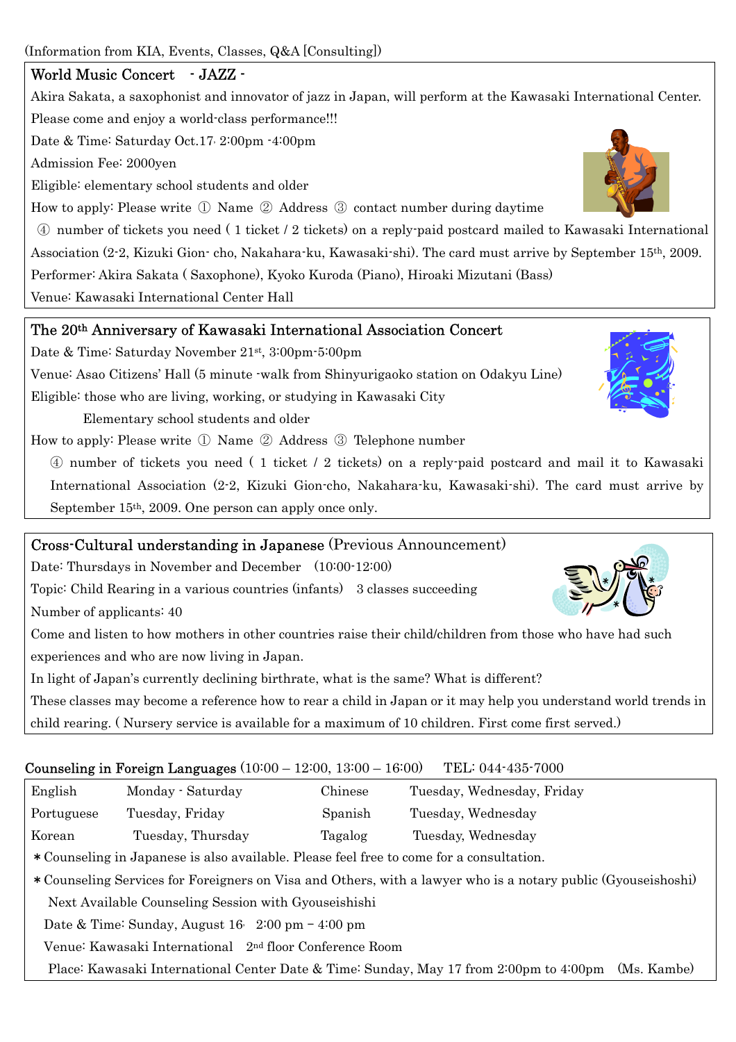(Information from KIA, Events, Classes, Q&A [Consulting])

## World Music Concert - JAZZ -

Akira Sakata, a saxophonist and innovator of jazz in Japan, will perform at the Kawasaki International Center.

Please come and enjoy a world-class performance!!!

Date & Time: Saturday Oct.17, 2:00pm -4:00pm

Admission Fee: 2000yen

Eligible: elementary school students and older

How to apply: Please write ① Name ② Address ③ contact number during daytime ④ number of tickets you need ( 1 ticket / 2 tickets) on a reply-paid postcard mailed to Kawasaki International Association (2-2, Kizuki Gion- cho, Nakahara-ku, Kawasaki-shi). The card must arrive by September 15th, 2009.

Performer: Akira Sakata ( Saxophone), Kyoko Kuroda (Piano), Hiroaki Mizutani (Bass)

Venue: Kawasaki International Center Hall

## The 20th Anniversary of Kawasaki International Association Concert

Date & Time: Saturday November 21st, 3:00pm-5:00pm

Venue: Asao Citizens' Hall (5 minute -walk from Shinyurigaoko station on Odakyu Line)

Eligible: those who are living, working, or studying in Kawasaki City

Elementary school students and older

How to apply: Please write ① Name ② Address ③ Telephone number

④ number of tickets you need ( 1 ticket / 2 tickets) on a reply-paid postcard and mail it to Kawasaki International Association (2-2, Kizuki Gion-cho, Nakahara-ku, Kawasaki-shi). The card must arrive by September 15th, 2009. One person can apply once only.

## Cross-Cultural understanding in Japanese (Previous Announcement)

Date: Thursdays in November and December (10:00-12:00)

Topic: Child Rearing in a various countries (infants) 3 classes succeeding

Number of applicants: 40

Come and listen to how mothers in other countries raise their child/children from those who have had such experiences and who are now living in Japan.

In light of Japan's currently declining birthrate, what is the same? What is different?

These classes may become a reference how to rear a child in Japan or it may help you understand world trends in child rearing. ( Nursery service is available for a maximum of 10 children. First come first served.)

## Counseling in Foreign Languages (10:00 – 12:00, 13:00 – 16:00) TEL: 044-435-7000

| | | | |
|---|---|---|---|
| English | Monday - Saturday | Chinese | Tuesday, Wednesday, Friday |
| Portuguese | Tuesday, Friday | Spanish | Tuesday, Wednesday |
| Korean | Tuesday, Thursday | Tagalog | Tuesday, Wednesday |

＊Counseling in Japanese is also available. Please feel free to come for a consultation.

＊Counseling Services for Foreigners on Visa and Others, with a lawyer who is a notary public (Gyouseishoshi)

Next Available Counseling Session with Gyouseishishi

Date & Time: Sunday, August 16, 2:00 pm – 4:00 pm

Venue: Kawasaki International 2nd floor Conference Room

Place: Kawasaki International Center Date & Time: Sunday, May 17 from 2:00pm to 4:00pm (Ms. Kambe)